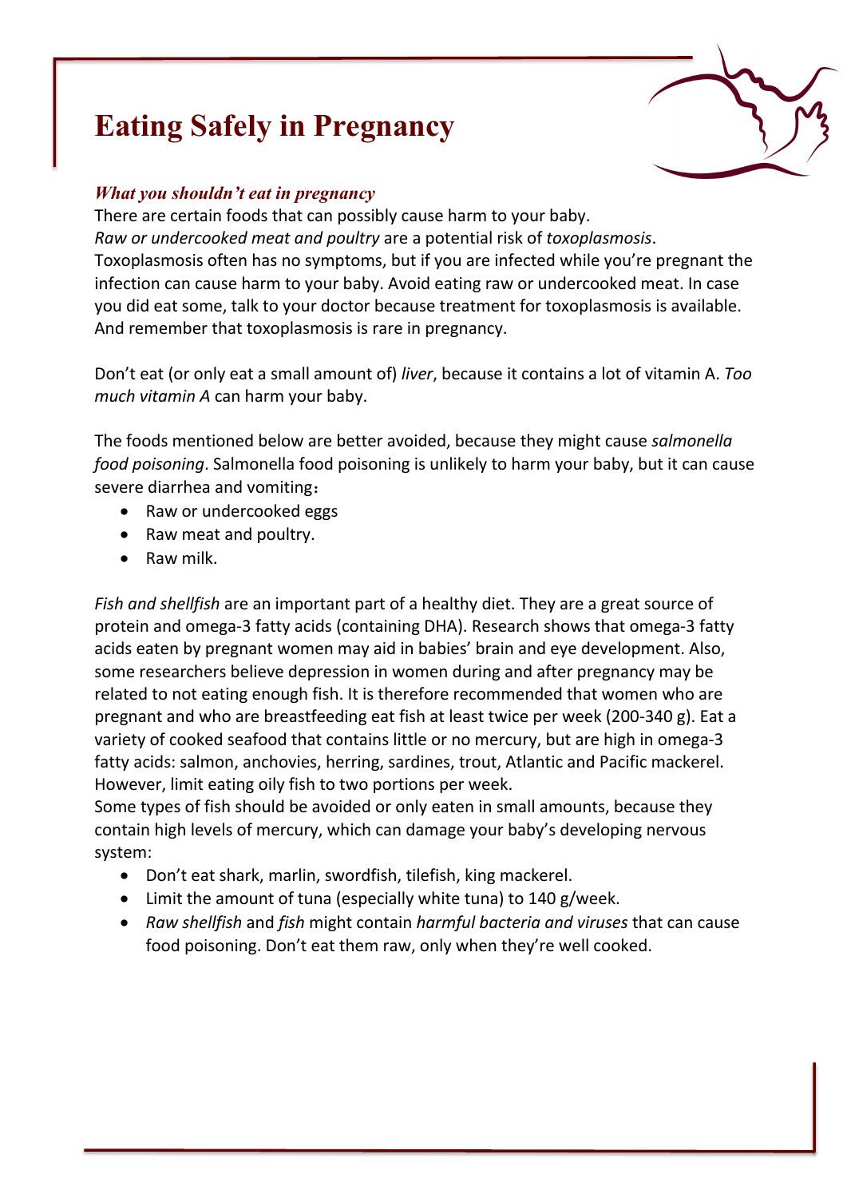# Eating Safely in Pregnancy

### *What you shouldn't eat in pregnancy*

There are certain foods that can possibly cause harm to your baby.
*Raw or undercooked meat and poultry* are a potential risk of *toxoplasmosis*. Toxoplasmosis often has no symptoms, but if you are infected while you're pregnant the infection can cause harm to your baby. Avoid eating raw or undercooked meat. In case you did eat some, talk to your doctor because treatment for toxoplasmosis is available. And remember that toxoplasmosis is rare in pregnancy.

Don't eat (or only eat a small amount of) *liver*, because it contains a lot of vitamin A. *Too much vitamin A* can harm your baby.

The foods mentioned below are better avoided, because they might cause *salmonella food poisoning*. Salmonella food poisoning is unlikely to harm your baby, but it can cause severe diarrhea and vomiting：

- Raw or undercooked eggs
- Raw meat and poultry.
- Raw milk.

*Fish and shellfish* are an important part of a healthy diet. They are a great source of protein and omega-3 fatty acids (containing DHA). Research shows that omega-3 fatty acids eaten by pregnant women may aid in babies' brain and eye development. Also, some researchers believe depression in women during and after pregnancy may be related to not eating enough fish. It is therefore recommended that women who are pregnant and who are breastfeeding eat fish at least twice per week (200-340 g). Eat a variety of cooked seafood that contains little or no mercury, but are high in omega-3 fatty acids: salmon, anchovies, herring, sardines, trout, Atlantic and Pacific mackerel. However, limit eating oily fish to two portions per week.
Some types of fish should be avoided or only eaten in small amounts, because they contain high levels of mercury, which can damage your baby's developing nervous system:

- Don't eat shark, marlin, swordfish, tilefish, king mackerel.
- Limit the amount of tuna (especially white tuna) to 140 g/week.
- *Raw shellfish* and *fish* might contain *harmful bacteria and viruses* that can cause food poisoning. Don't eat them raw, only when they're well cooked.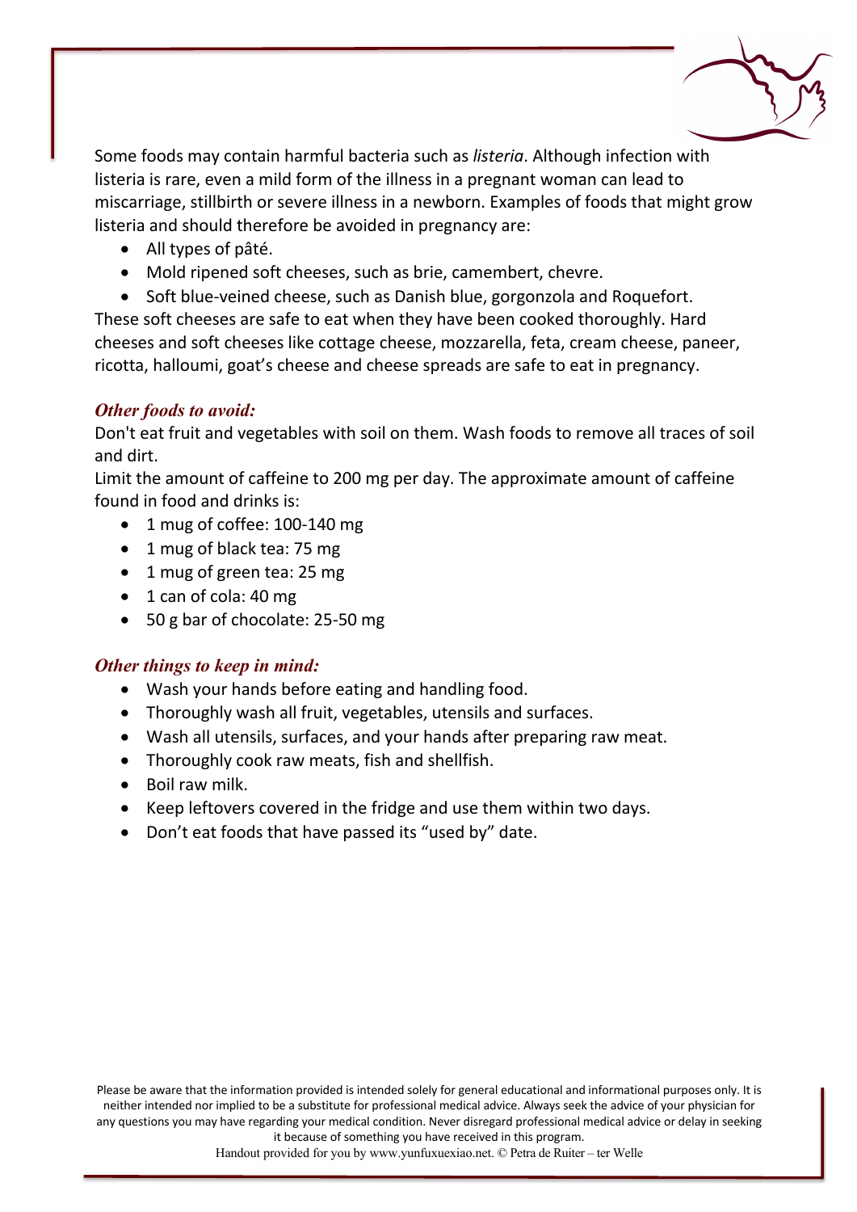Some foods may contain harmful bacteria such as *listeria*. Although infection with listeria is rare, even a mild form of the illness in a pregnant woman can lead to miscarriage, stillbirth or severe illness in a newborn. Examples of foods that might grow listeria and should therefore be avoided in pregnancy are:

- All types of pâté.
- Mold ripened soft cheeses, such as brie, camembert, chevre.
- Soft blue-veined cheese, such as Danish blue, gorgonzola and Roquefort.

These soft cheeses are safe to eat when they have been cooked thoroughly. Hard cheeses and soft cheeses like cottage cheese, mozzarella, feta, cream cheese, paneer, ricotta, halloumi, goat's cheese and cheese spreads are safe to eat in pregnancy.

### *Other foods to avoid:*

Don't eat fruit and vegetables with soil on them. Wash foods to remove all traces of soil and dirt.

Limit the amount of caffeine to 200 mg per day. The approximate amount of caffeine found in food and drinks is:

- 1 mug of coffee: 100-140 mg
- 1 mug of black tea: 75 mg
- 1 mug of green tea: 25 mg
- 1 can of cola: 40 mg
- 50 g bar of chocolate: 25-50 mg

### *Other things to keep in mind:*

- Wash your hands before eating and handling food.
- Thoroughly wash all fruit, vegetables, utensils and surfaces.
- Wash all utensils, surfaces, and your hands after preparing raw meat.
- Thoroughly cook raw meats, fish and shellfish.
- Boil raw milk.
- Keep leftovers covered in the fridge and use them within two days.
- Don't eat foods that have passed its "used by" date.

Please be aware that the information provided is intended solely for general educational and informational purposes only. It is neither intended nor implied to be a substitute for professional medical advice. Always seek the advice of your physician for any questions you may have regarding your medical condition. Never disregard professional medical advice or delay in seeking it because of something you have received in this program.

Handout provided for you by www.yunfuxuexiao.net. © Petra de Ruiter – ter Welle